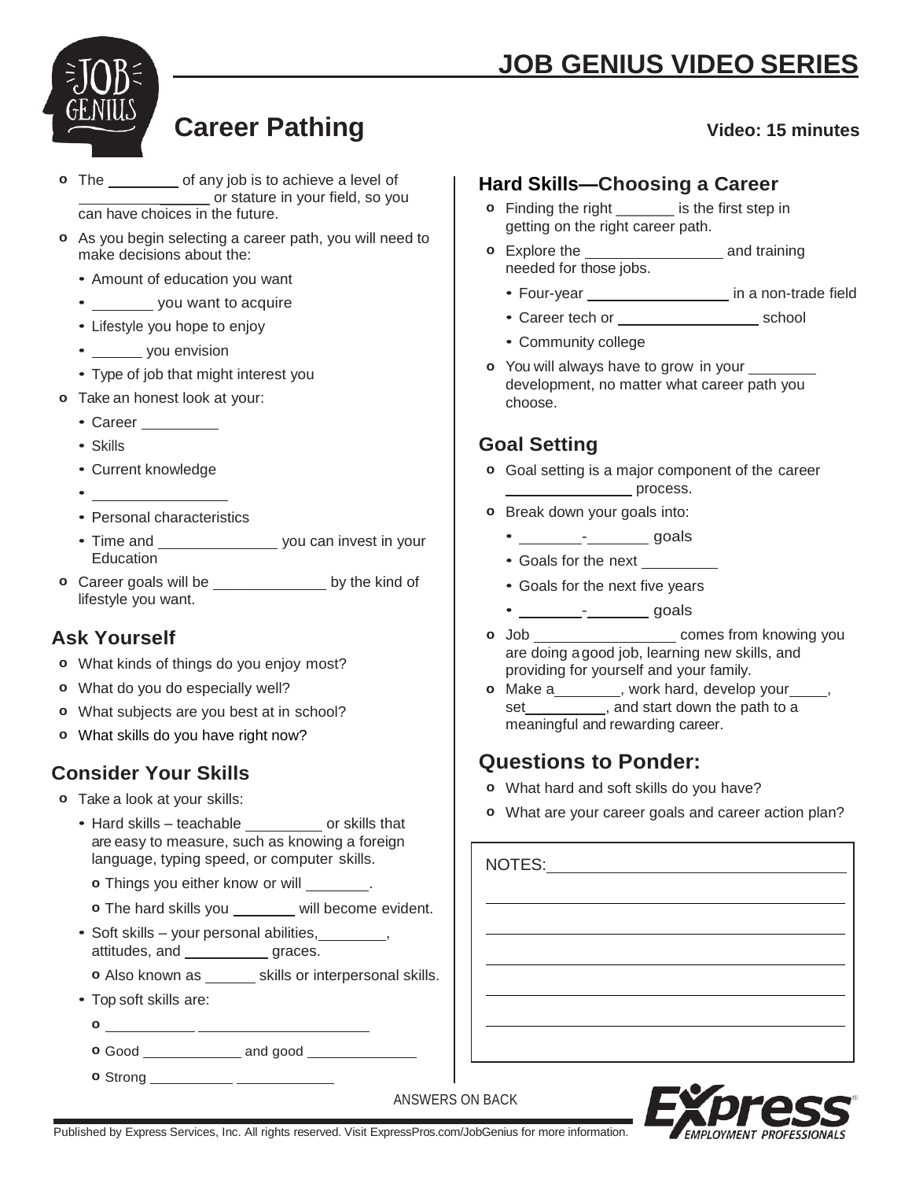# JOB GENIUS VIDEO SERIES

## Career Pathing

**Video: 15 minutes**

- The ________ of any job is to achieve a level of ______________ or stature in your field, so you can have choices in the future.
- As you begin selecting a career path, you will need to make decisions about the:
  - Amount of education you want
  - ________ you want to acquire
  - Lifestyle you hope to enjoy
  - ______ you envision
  - Type of job that might interest you
- Take an honest look at your:
  - Career __________
  - Skills
  - Current knowledge
  - ________________
  - Personal characteristics
  - Time and ______________ you can invest in your Education
- Career goals will be ______________ by the kind of lifestyle you want.

### Ask Yourself

- What kinds of things do you enjoy most?
- What do you do especially well?
- What subjects are you best at in school?
- What skills do you have right now?

### Consider Your Skills

- Take a look at your skills:
  - Hard skills – teachable __________ or skills that are easy to measure, such as knowing a foreign language, typing speed, or computer skills.
    - Things you either know or will ________.
    - The hard skills you ________ will become evident.
  - Soft skills – your personal abilities, ________, attitudes, and ___________ graces.
    - Also known as ______ skills or interpersonal skills.
  - Top soft skills are:
    - ___________ ______________________
    - Good _____________ and good ______________
    - Strong ___________ ____________

### Hard Skills—Choosing a Career

- Finding the right _______ is the first step in getting on the right career path.
- Explore the ________________ and training needed for those jobs.
  - Four-year _________________ in a non-trade field
  - Career tech or _________________ school
  - Community college
- You will always have to grow in your ________ development, no matter what career path you choose.

### Goal Setting

- Goal setting is a major component of the career _______________ process.
- Break down your goals into:
  - ________-________ goals
  - Goals for the next _________
  - Goals for the next five years
  - ________-________ goals
- Job _________________ comes from knowing you are doing a good job, learning new skills, and providing for yourself and your family.
- Make a________, work hard, develop your_____, set__________, and start down the path to a meaningful and rewarding career.

### Questions to Ponder:

- What hard and soft skills do you have?
- What are your career goals and career action plan?

NOTES:___________________________________

ANSWERS ON BACK

Published by Express Services, Inc. All rights reserved. Visit ExpressPros.com/JobGenius for more information.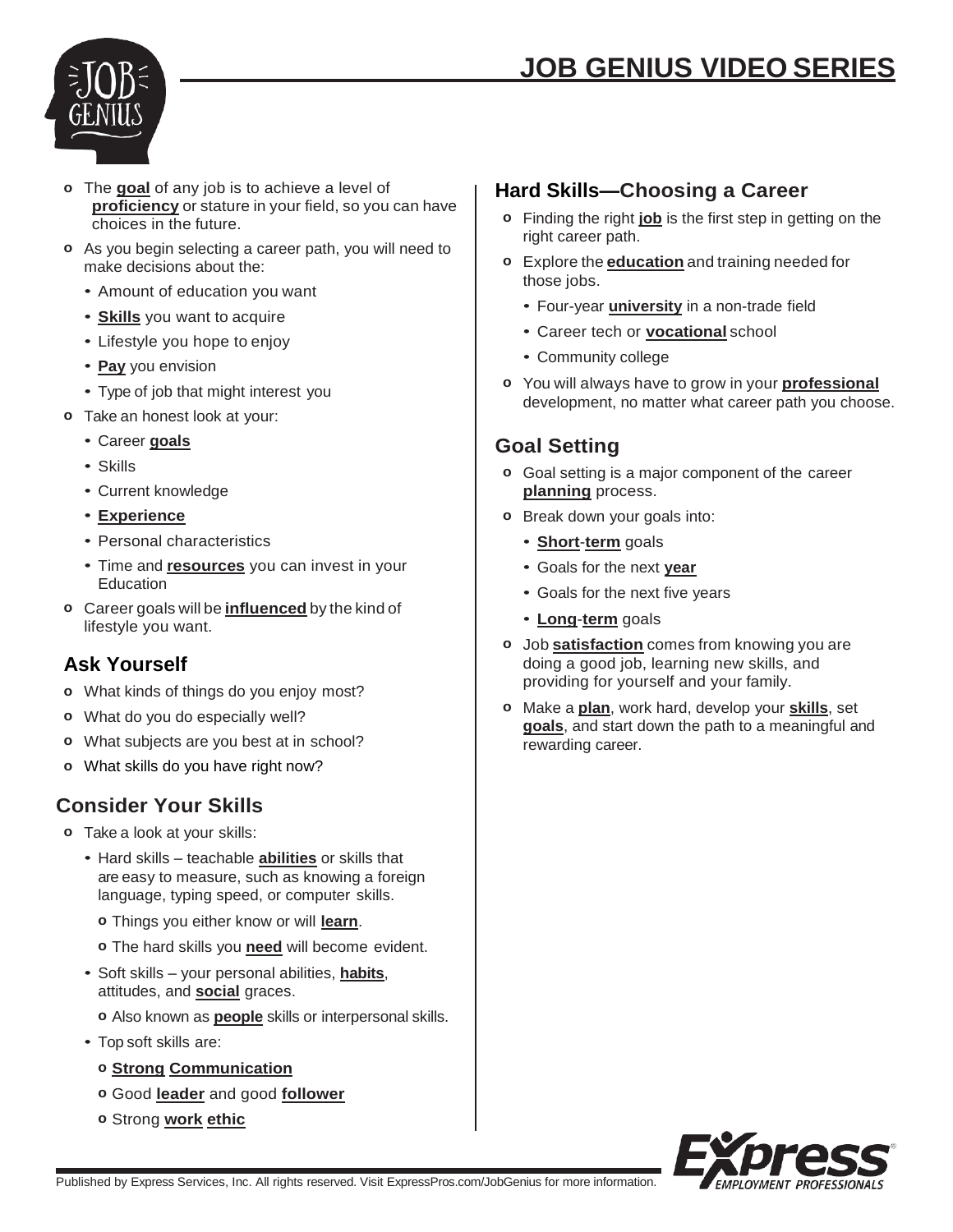# JOB GENIUS VIDEO SERIES

- The **goal** of any job is to achieve a level of **proficiency** or stature in your field, so you can have choices in the future.
- As you begin selecting a career path, you will need to make decisions about the:
  - Amount of education you want
  - **Skills** you want to acquire
  - Lifestyle you hope to enjoy
  - **Pay** you envision
  - Type of job that might interest you
- Take an honest look at your:
  - Career **goals**
  - Skills
  - Current knowledge
  - **Experience**
  - Personal characteristics
  - Time and **resources** you can invest in your Education
- Career goals will be **influenced** by the kind of lifestyle you want.

## Ask Yourself

- What kinds of things do you enjoy most?
- What do you do especially well?
- What subjects are you best at in school?
- What skills do you have right now?

## Consider Your Skills

- Take a look at your skills:
  - Hard skills – teachable **abilities** or skills that are easy to measure, such as knowing a foreign language, typing speed, or computer skills.
    - Things you either know or will **learn**.
    - The hard skills you **need** will become evident.
  - Soft skills – your personal abilities, **habits**, attitudes, and **social** graces.
    - Also known as **people** skills or interpersonal skills.
  - Top soft skills are:
    - **Strong Communication**
    - Good **leader** and good **follower**
    - Strong **work ethic**

## Hard Skills—Choosing a Career

- Finding the right **job** is the first step in getting on the right career path.
- Explore the **education** and training needed for those jobs.
  - Four-year **university** in a non-trade field
  - Career tech or **vocational** school
  - Community college
- You will always have to grow in your **professional** development, no matter what career path you choose.

## Goal Setting

- Goal setting is a major component of the career **planning** process.
- Break down your goals into:
  - **Short-term** goals
  - Goals for the next **year**
  - Goals for the next five years
  - **Long-term** goals
- Job **satisfaction** comes from knowing you are doing a good job, learning new skills, and providing for yourself and your family.
- Make a **plan**, work hard, develop your **skills**, set **goals**, and start down the path to a meaningful and rewarding career.

Published by Express Services, Inc. All rights reserved. Visit ExpressPros.com/JobGenius for more information.